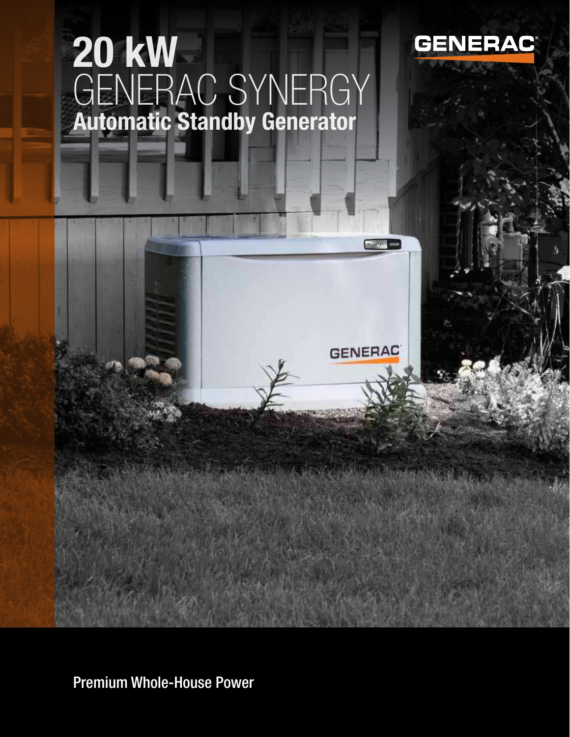# 20 kW GENERAC SYNERGY

## Automatic Standby Generator

GENERAC

Premium Whole-House Power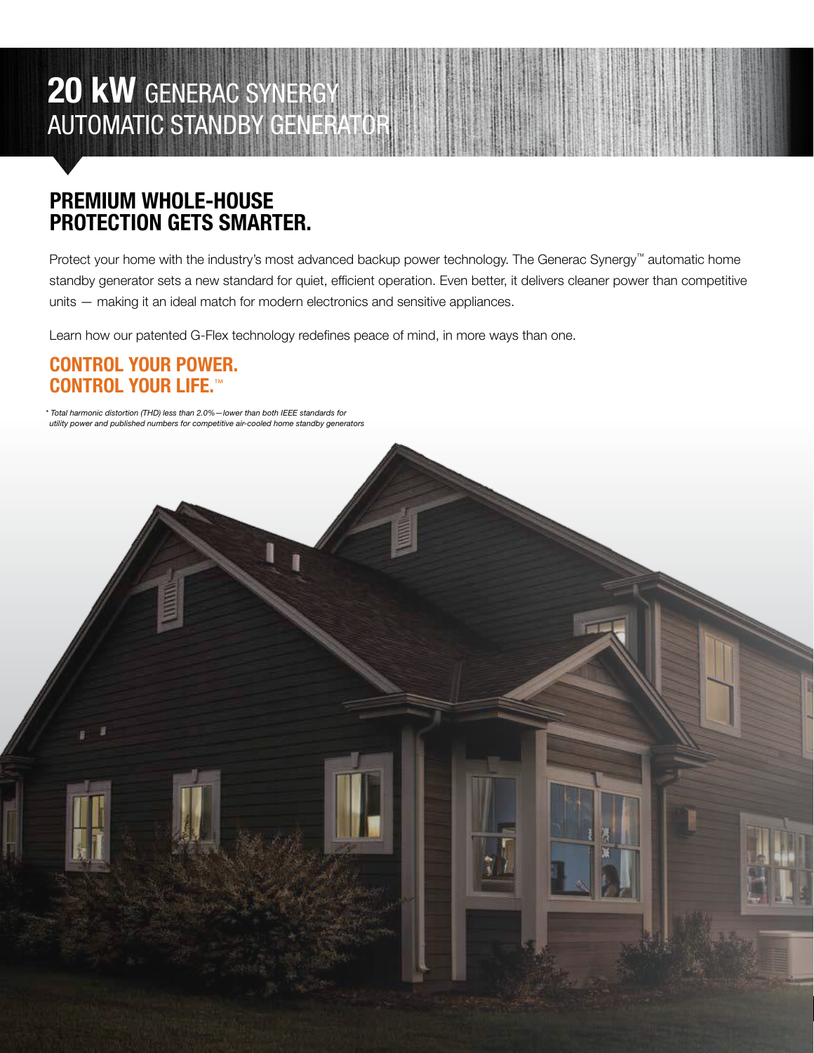# **20 kW** GENERAC SYNERGY AUTOMATIC STANDBY GENERATOR

## PREMIUM WHOLE-HOUSE PROTECTION GETS SMARTER.

Protect your home with the industry's most advanced backup power technology. The Generac Synergy™ automatic home standby generator sets a new standard for quiet, efficient operation. Even better, it delivers cleaner power than competitive units — making it an ideal match for modern electronics and sensitive appliances.

Learn how our patented G-Flex technology redefines peace of mind, in more ways than one.

## CONTROL YOUR POWER. CONTROL YOUR LIFE.™

*\* Total harmonic distortion (THD) less than 2.0%—lower than both IEEE standards for utility power and published numbers for competitive air-cooled home standby generators*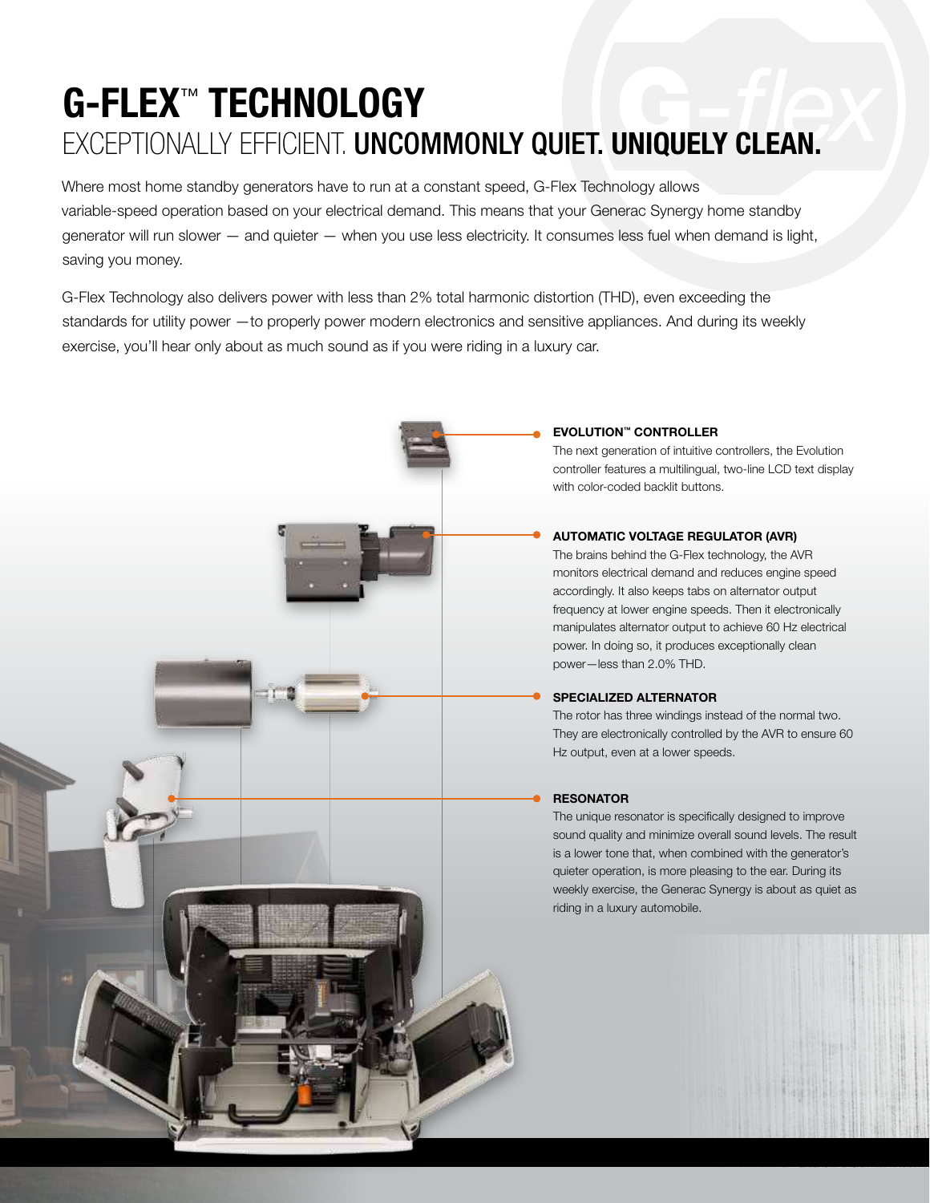# G-FLEX™ TECHNOLOGY

## EXCEPTIONALLY EFFICIENT. **UNCOMMONLY QUIET. UNIQUELY CLEAN.**

Where most home standby generators have to run at a constant speed, G-Flex Technology allows variable-speed operation based on your electrical demand. This means that your Generac Synergy home standby generator will run slower — and quieter — when you use less electricity. It consumes less fuel when demand is light, saving you money.

G-Flex Technology also delivers power with less than 2% total harmonic distortion (THD), even exceeding the standards for utility power —to properly power modern electronics and sensitive appliances. And during its weekly exercise, you'll hear only about as much sound as if you were riding in a luxury car.

**EVOLUTION™ CONTROLLER**

The next generation of intuitive controllers, the Evolution controller features a multilingual, two-line LCD text display with color-coded backlit buttons.

**AUTOMATIC VOLTAGE REGULATOR (AVR)**

The brains behind the G-Flex technology, the AVR monitors electrical demand and reduces engine speed accordingly. It also keeps tabs on alternator output frequency at lower engine speeds. Then it electronically manipulates alternator output to achieve 60 Hz electrical power. In doing so, it produces exceptionally clean power—less than 2.0% THD.

**SPECIALIZED ALTERNATOR**

The rotor has three windings instead of the normal two. They are electronically controlled by the AVR to ensure 60 Hz output, even at a lower speeds.

**RESONATOR**

The unique resonator is specifically designed to improve sound quality and minimize overall sound levels. The result is a lower tone that, when combined with the generator's quieter operation, is more pleasing to the ear. During its weekly exercise, the Generac Synergy is about as quiet as riding in a luxury automobile.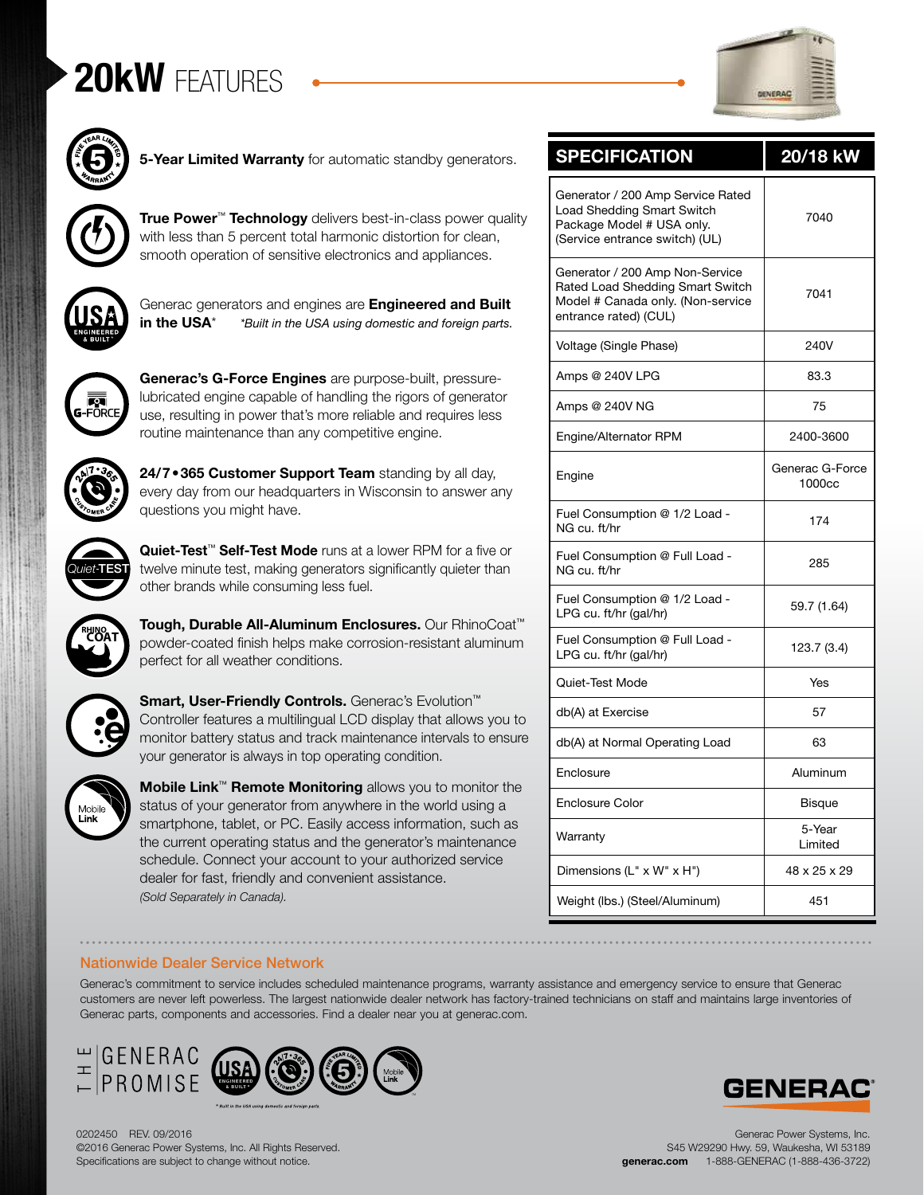# 20kW FEATURES

**5-Year Limited Warranty** for automatic standby generators.

**True Power™ Technology** delivers best-in-class power quality with less than 5 percent total harmonic distortion for clean, smooth operation of sensitive electronics and appliances.

Generac generators and engines are **Engineered and Built in the USA***  *\*Built in the USA using domestic and foreign parts.*

**Generac's G-Force Engines** are purpose-built, pressure-lubricated engine capable of handling the rigors of generator use, resulting in power that's more reliable and requires less routine maintenance than any competitive engine.

**24/7•365 Customer Support Team** standing by all day, every day from our headquarters in Wisconsin to answer any questions you might have.

**Quiet-Test™ Self-Test Mode** runs at a lower RPM for a five or twelve minute test, making generators significantly quieter than other brands while consuming less fuel.

**Tough, Durable All-Aluminum Enclosures.** Our RhinoCoat™ powder-coated finish helps make corrosion-resistant aluminum perfect for all weather conditions.

**Smart, User-Friendly Controls.** Generac's Evolution™ Controller features a multilingual LCD display that allows you to monitor battery status and track maintenance intervals to ensure your generator is always in top operating condition.

**Mobile Link™ Remote Monitoring** allows you to monitor the status of your generator from anywhere in the world using a smartphone, tablet, or PC. Easily access information, such as the current operating status and the generator's maintenance schedule. Connect your account to your authorized service dealer for fast, friendly and convenient assistance.
*(Sold Separately in Canada).*

| SPECIFICATION | 20/18 kW |
|---|---|
| Generator / 200 Amp Service Rated Load Shedding Smart Switch Package Model # USA only. (Service entrance switch) (UL) | 7040 |
| Generator / 200 Amp Non-Service Rated Load Shedding Smart Switch Model # Canada only. (Non-service entrance rated) (CUL) | 7041 |
| Voltage (Single Phase) | 240V |
| Amps @ 240V LPG | 83.3 |
| Amps @ 240V NG | 75 |
| Engine/Alternator RPM | 2400-3600 |
| Engine | Generac G-Force 1000cc |
| Fuel Consumption @ 1/2 Load - NG cu. ft/hr | 174 |
| Fuel Consumption @ Full Load - NG cu. ft/hr | 285 |
| Fuel Consumption @ 1/2 Load - LPG cu. ft/hr (gal/hr) | 59.7 (1.64) |
| Fuel Consumption @ Full Load - LPG cu. ft/hr (gal/hr) | 123.7 (3.4) |
| Quiet-Test Mode | Yes |
| db(A) at Exercise | 57 |
| db(A) at Normal Operating Load | 63 |
| Enclosure | Aluminum |
| Enclosure Color | Bisque |
| Warranty | 5-Year Limited |
| Dimensions (L" x W" x H") | 48 x 25 x 29 |
| Weight (lbs.) (Steel/Aluminum) | 451 |

## Nationwide Dealer Service Network

Generac's commitment to service includes scheduled maintenance programs, warranty assistance and emergency service to ensure that Generac customers are never left powerless. The largest nationwide dealer network has factory-trained technicians on staff and maintains large inventories of Generac parts, components and accessories. Find a dealer near you at generac.com.

THE GENERAC PROMISE

\* Built in the USA using domestic and foreign parts.

0202450 REV. 09/2016
©2016 Generac Power Systems, Inc. All Rights Reserved.
Specifications are subject to change without notice.

Generac Power Systems, Inc.
S45 W29290 Hwy. 59, Waukesha, WI 53189
**generac.com** 1-888-GENERAC (1-888-436-3722)